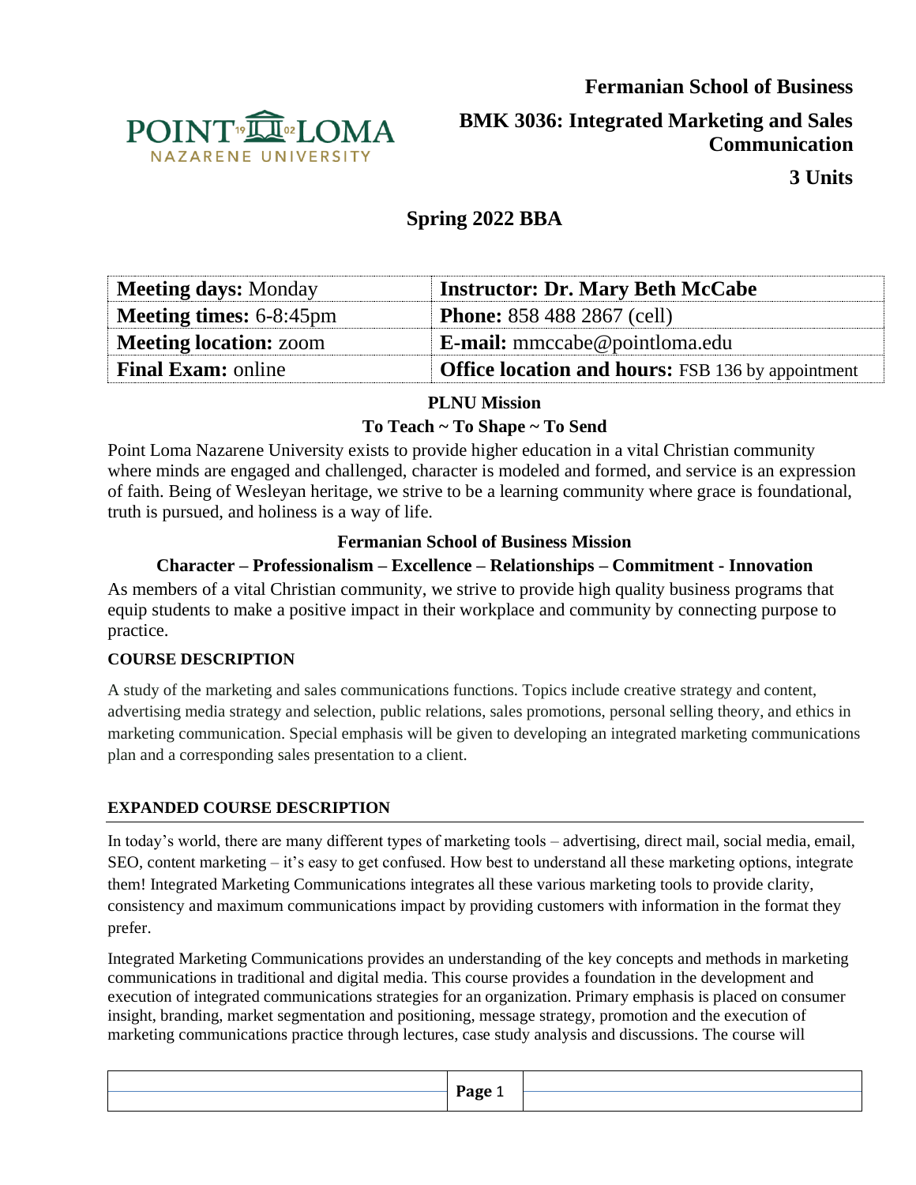**Fermanian School of Business**

# BMK 3036: Integrated Marketing and Sales Communication

**3 Units**

## Spring 2022 BBA

| **Meeting days:** Monday | **Instructor: Dr. Mary Beth McCabe** |
|---|---|
| **Meeting times:** 6-8:45pm | **Phone:** 858 488 2867 (cell) |
| **Meeting location:** zoom | **E-mail:** mmccabe@pointloma.edu |
| **Final Exam:** online | **Office location and hours:** FSB 136 by appointment |

**PLNU Mission**

**To Teach ~ To Shape ~ To Send**

Point Loma Nazarene University exists to provide higher education in a vital Christian community where minds are engaged and challenged, character is modeled and formed, and service is an expression of faith. Being of Wesleyan heritage, we strive to be a learning community where grace is foundational, truth is pursued, and holiness is a way of life.

**Fermanian School of Business Mission**

**Character – Professionalism – Excellence – Relationships – Commitment - Innovation**

As members of a vital Christian community, we strive to provide high quality business programs that equip students to make a positive impact in their workplace and community by connecting purpose to practice.

### COURSE DESCRIPTION

A study of the marketing and sales communications functions. Topics include creative strategy and content, advertising media strategy and selection, public relations, sales promotions, personal selling theory, and ethics in marketing communication. Special emphasis will be given to developing an integrated marketing communications plan and a corresponding sales presentation to a client.

### EXPANDED COURSE DESCRIPTION

In today's world, there are many different types of marketing tools – advertising, direct mail, social media, email, SEO, content marketing – it's easy to get confused. How best to understand all these marketing options, integrate them! Integrated Marketing Communications integrates all these various marketing tools to provide clarity, consistency and maximum communications impact by providing customers with information in the format they prefer.

Integrated Marketing Communications provides an understanding of the key concepts and methods in marketing communications in traditional and digital media. This course provides a foundation in the development and execution of integrated communications strategies for an organization. Primary emphasis is placed on consumer insight, branding, market segmentation and positioning, message strategy, promotion and the execution of marketing communications practice through lectures, case study analysis and discussions. The course will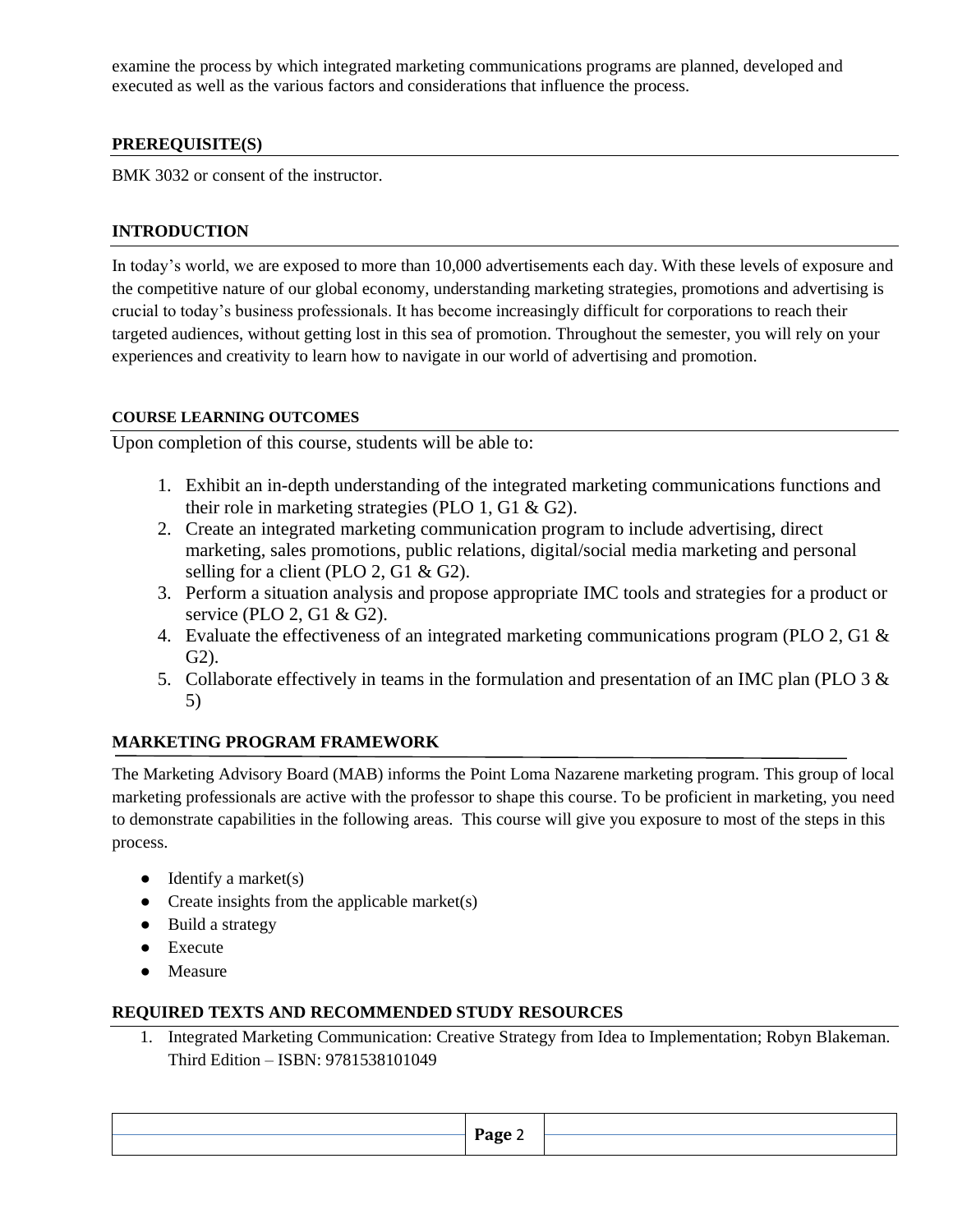examine the process by which integrated marketing communications programs are planned, developed and executed as well as the various factors and considerations that influence the process.

## PREREQUISITE(S)

BMK 3032 or consent of the instructor.

## INTRODUCTION

In today's world, we are exposed to more than 10,000 advertisements each day. With these levels of exposure and the competitive nature of our global economy, understanding marketing strategies, promotions and advertising is crucial to today's business professionals. It has become increasingly difficult for corporations to reach their targeted audiences, without getting lost in this sea of promotion. Throughout the semester, you will rely on your experiences and creativity to learn how to navigate in our world of advertising and promotion.

## COURSE LEARNING OUTCOMES

Upon completion of this course, students will be able to:

1. Exhibit an in-depth understanding of the integrated marketing communications functions and their role in marketing strategies (PLO 1, G1 & G2).
2. Create an integrated marketing communication program to include advertising, direct marketing, sales promotions, public relations, digital/social media marketing and personal selling for a client (PLO 2, G1 & G2).
3. Perform a situation analysis and propose appropriate IMC tools and strategies for a product or service (PLO 2, G1 & G2).
4. Evaluate the effectiveness of an integrated marketing communications program (PLO 2, G1 & G2).
5. Collaborate effectively in teams in the formulation and presentation of an IMC plan (PLO 3 & 5)

## MARKETING PROGRAM FRAMEWORK

The Marketing Advisory Board (MAB) informs the Point Loma Nazarene marketing program. This group of local marketing professionals are active with the professor to shape this course. To be proficient in marketing, you need to demonstrate capabilities in the following areas. This course will give you exposure to most of the steps in this process.

- Identify a market(s)
- Create insights from the applicable market(s)
- Build a strategy
- Execute
- Measure

## REQUIRED TEXTS AND RECOMMENDED STUDY RESOURCES

1. Integrated Marketing Communication: Creative Strategy from Idea to Implementation; Robyn Blakeman. Third Edition – ISBN: 9781538101049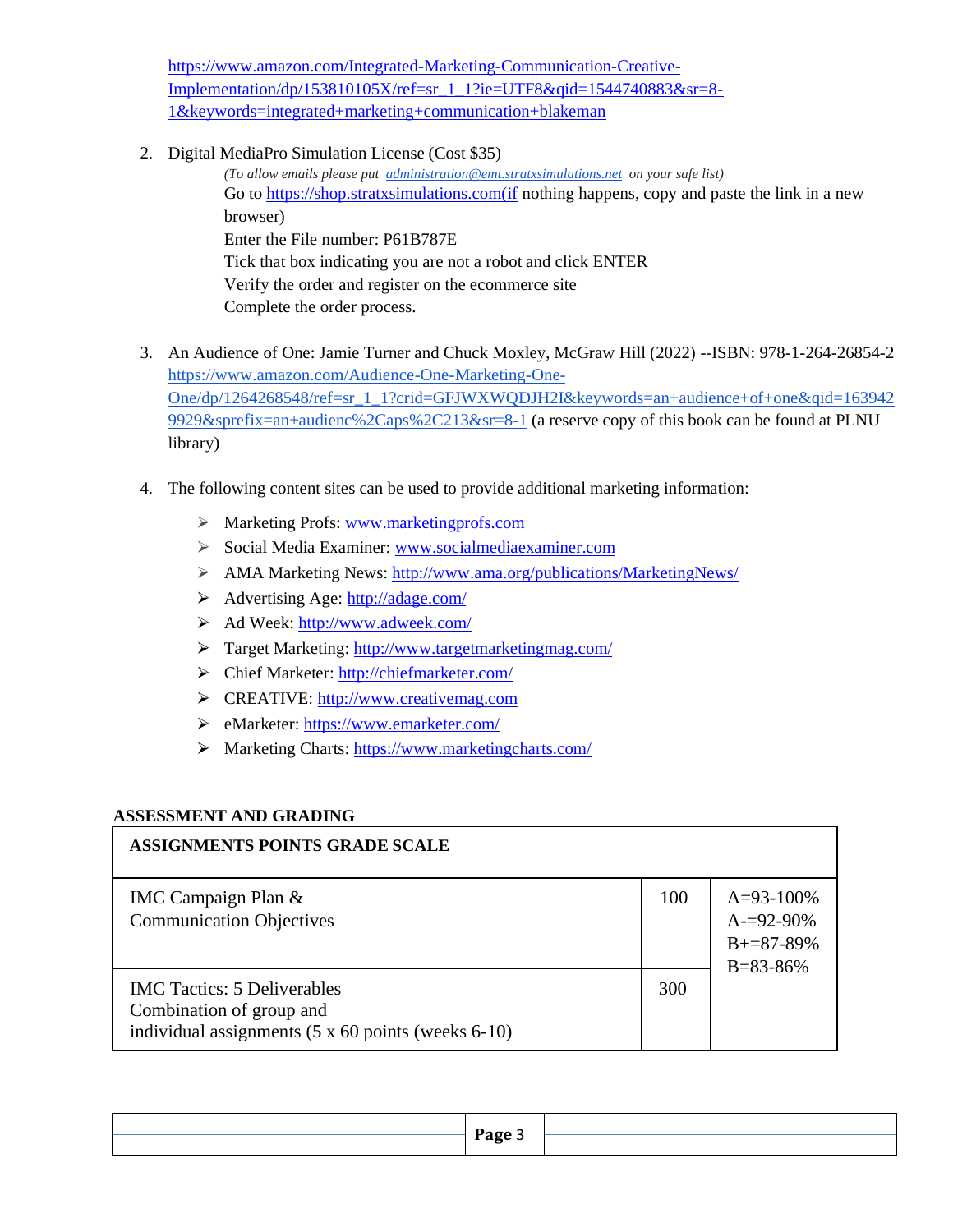https://www.amazon.com/Integrated-Marketing-Communication-Creative-Implementation/dp/153810105X/ref=sr_1_1?ie=UTF8&qid=1544740883&sr=8-1&keywords=integrated+marketing+communication+blakeman

2. Digital MediaPro Simulation License (Cost $35)

   *(To allow emails please put administration@emt.stratxsimulations.net on your safe list)*

   Go to https://shop.stratxsimulations.com(if nothing happens, copy and paste the link in a new browser)

   Enter the File number: P61B787E

   Tick that box indicating you are not a robot and click ENTER

   Verify the order and register on the ecommerce site

   Complete the order process.

3. An Audience of One: Jamie Turner and Chuck Moxley, McGraw Hill (2022) --ISBN: 978-1-264-26854-2 https://www.amazon.com/Audience-One-Marketing-One-One/dp/1264268548/ref=sr_1_1?crid=GFJWXWQDJH2I&keywords=an+audience+of+one&qid=1639429929&sprefix=an+audienc%2Caps%2C213&sr=8-1 (a reserve copy of this book can be found at PLNU library)

4. The following content sites can be used to provide additional marketing information:

   - Marketing Profs: www.marketingprofs.com
   - Social Media Examiner: www.socialmediaexaminer.com
   - AMA Marketing News: http://www.ama.org/publications/MarketingNews/
   - Advertising Age: http://adage.com/
   - Ad Week: http://www.adweek.com/
   - Target Marketing: http://www.targetmarketingmag.com/
   - Chief Marketer: http://chiefmarketer.com/
   - CREATIVE: http://www.creativemag.com
   - eMarketer: https://www.emarketer.com/
   - Marketing Charts: https://www.marketingcharts.com/

**ASSESSMENT AND GRADING**

| ASSIGNMENTS POINTS GRADE SCALE | | |
|---|---|---|
| IMC Campaign Plan & Communication Objectives | 100 | A=93-100%<br>A-=92-90%<br>B+=87-89%<br>B=83-86% |
| IMC Tactics: 5 Deliverables<br>Combination of group and individual assignments (5 x 60 points (weeks 6-10) | 300 | |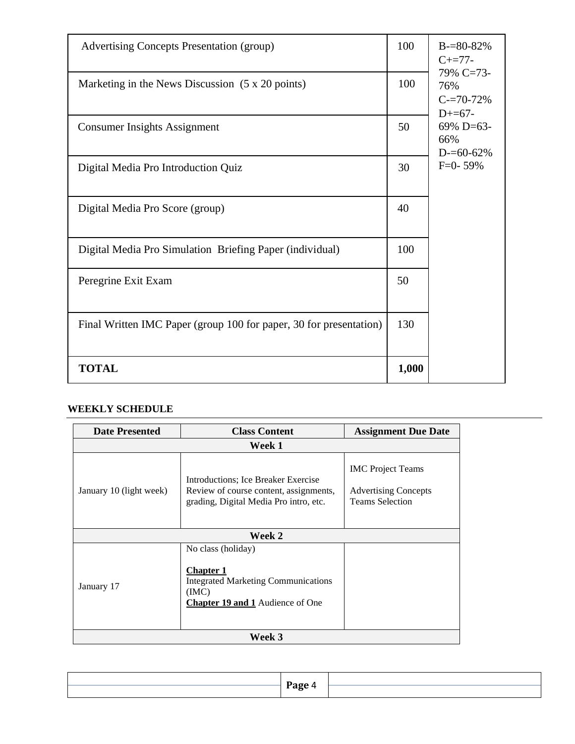| | | |
|---|---|---|
| Advertising Concepts Presentation (group) | 100 | B-=80-82% C+=77-79% C=73-76% C-=70-72% D+=67-69% D=63-66% D-=60-62% F=0- 59% |
| Marketing in the News Discussion (5 x 20 points) | 100 | |
| Consumer Insights Assignment | 50 | |
| Digital Media Pro Introduction Quiz | 30 | |
| Digital Media Pro Score (group) | 40 | |
| Digital Media Pro Simulation Briefing Paper (individual) | 100 | |
| Peregrine Exit Exam | 50 | |
| Final Written IMC Paper (group 100 for paper, 30 for presentation) | 130 | |
| **TOTAL** | **1,000** | |

**WEEKLY SCHEDULE**

| Date Presented | Class Content | Assignment Due Date |
|---|---|---|
| **Week 1** | | |
| January 10 (light week) | Introductions; Ice Breaker Exercise Review of course content, assignments, grading, Digital Media Pro intro, etc. | IMC Project Teams<br><br>Advertising Concepts Teams Selection |
| **Week 2** | | |
| January 17 | No class (holiday)<br><br>**Chapter 1**<br>Integrated Marketing Communications (IMC)<br>**Chapter 19 and 1** Audience of One | |
| **Week 3** | | |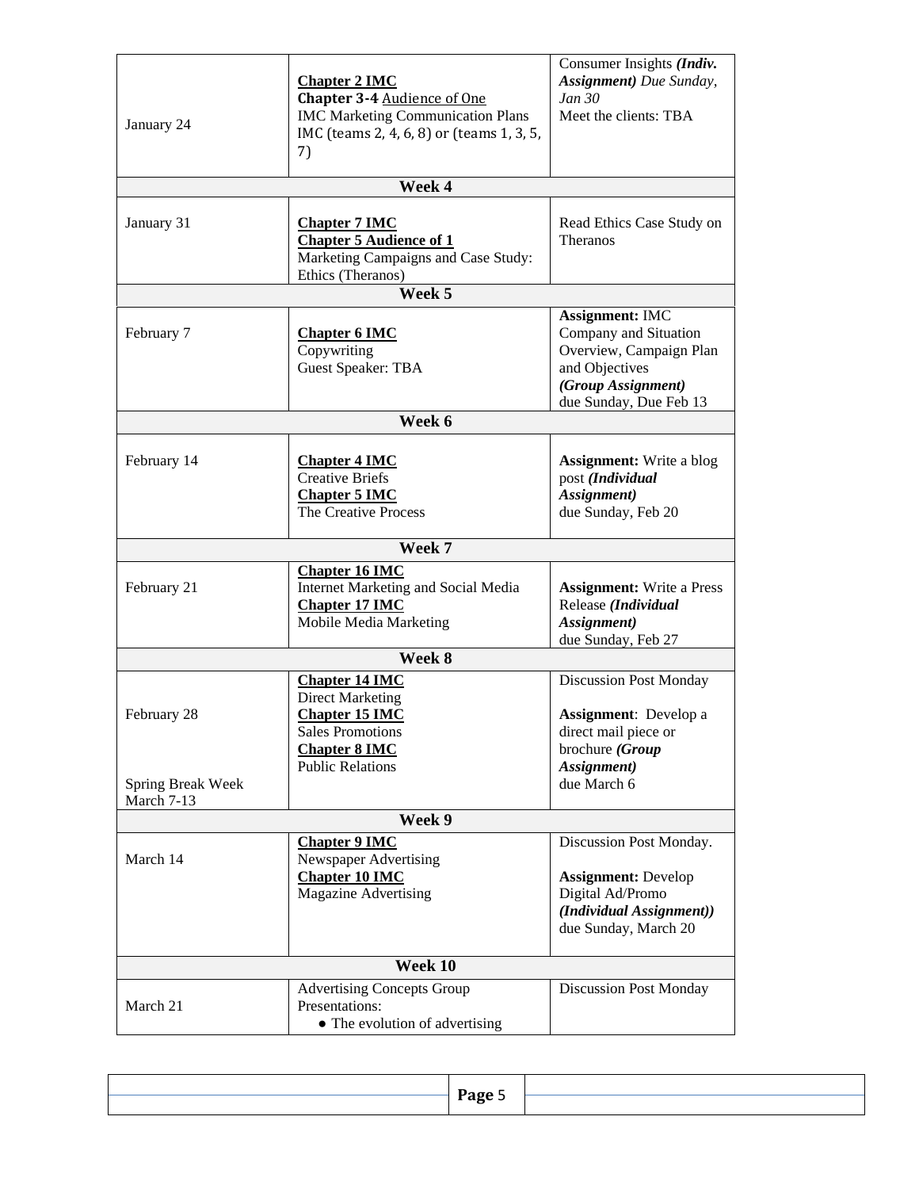| | | |
|---|---|---|
| January 24 | **Chapter 2 IMC**<br>**Chapter 3-4** Audience of One<br>IMC Marketing Communication Plans<br>IMC (teams 2, 4, 6, 8) or (teams 1, 3, 5, 7) | Consumer Insights ***(Indiv. Assignment)*** *Due Sunday, Jan 30*<br>Meet the clients: TBA |
| **Week 4** | | |
| January 31 | **Chapter 7 IMC**<br>**Chapter 5 Audience of 1**<br>Marketing Campaigns and Case Study: Ethics (Theranos) | Read Ethics Case Study on Theranos |
| **Week 5** | | |
| February 7 | **Chapter 6 IMC**<br>Copywriting<br>Guest Speaker: TBA | **Assignment:** IMC Company and Situation Overview, Campaign Plan and Objectives ***(Group Assignment)*** due Sunday, Due Feb 13 |
| **Week 6** | | |
| February 14 | **Chapter 4 IMC**<br>Creative Briefs<br>**Chapter 5 IMC**<br>The Creative Process | **Assignment:** Write a blog post ***(Individual Assignment)*** due Sunday, Feb 20 |
| **Week 7** | | |
| February 21 | **Chapter 16 IMC**<br>Internet Marketing and Social Media<br>**Chapter 17 IMC**<br>Mobile Media Marketing | **Assignment:** Write a Press Release ***(Individual Assignment)*** due Sunday, Feb 27 |
| **Week 8** | | |
| February 28<br><br>Spring Break Week March 7-13 | **Chapter 14 IMC**<br>Direct Marketing<br>**Chapter 15 IMC**<br>Sales Promotions<br>**Chapter 8 IMC**<br>Public Relations | Discussion Post Monday<br><br>**Assignment**: Develop a direct mail piece or brochure ***(Group Assignment)*** due March 6 |
| **Week 9** | | |
| March 14 | **Chapter 9 IMC**<br>Newspaper Advertising<br>**Chapter 10 IMC**<br>Magazine Advertising | Discussion Post Monday.<br><br>**Assignment:** Develop Digital Ad/Promo ***(Individual Assignment))*** due Sunday, March 20 |
| **Week 10** | | |
| March 21 | Advertising Concepts Group Presentations:<br>• The evolution of advertising | Discussion Post Monday |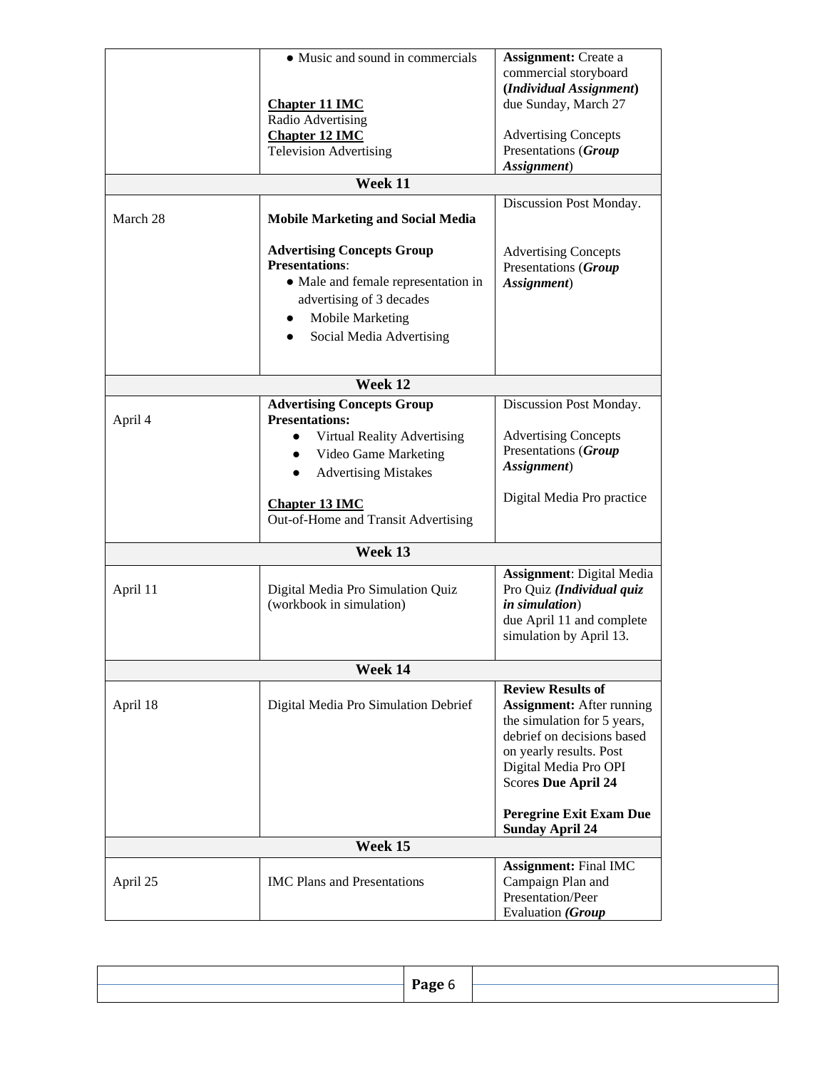| | | |
|---|---|---|
| | • Music and sound in commercials<br><br>**Chapter 11 IMC**<br>Radio Advertising<br>**Chapter 12 IMC**<br>Television Advertising | **Assignment:** Create a commercial storyboard **(*Individual Assignment*)** due Sunday, March 27<br><br>Advertising Concepts Presentations (***Group Assignment***) |
| | **Week 11** | |
| March 28 | **Mobile Marketing and Social Media**<br><br>**Advertising Concepts Group Presentations**:<br>• Male and female representation in advertising of 3 decades<br>• Mobile Marketing<br>• Social Media Advertising | Discussion Post Monday.<br><br>Advertising Concepts Presentations (***Group Assignment***) |
| | **Week 12** | |
| April 4 | **Advertising Concepts Group Presentations:**<br>• Virtual Reality Advertising<br>• Video Game Marketing<br>• Advertising Mistakes<br><br>**Chapter 13 IMC**<br>Out-of-Home and Transit Advertising | Discussion Post Monday.<br><br>Advertising Concepts Presentations (***Group Assignment***)<br><br>Digital Media Pro practice |
| | **Week 13** | |
| April 11 | Digital Media Pro Simulation Quiz (workbook in simulation) | **Assignment**: Digital Media Pro Quiz ***(Individual quiz in simulation***) due April 11 and complete simulation by April 13. |
| | **Week 14** | |
| April 18 | Digital Media Pro Simulation Debrief | **Review Results of Assignment:** After running the simulation for 5 years, debrief on decisions based on yearly results. Post Digital Media Pro OPI Score**s Due April 24**<br><br>**Peregrine Exit Exam Due Sunday April 24** |
| | **Week 15** | |
| April 25 | IMC Plans and Presentations | **Assignment:** Final IMC Campaign Plan and Presentation/Peer Evaluation ***(Group*** |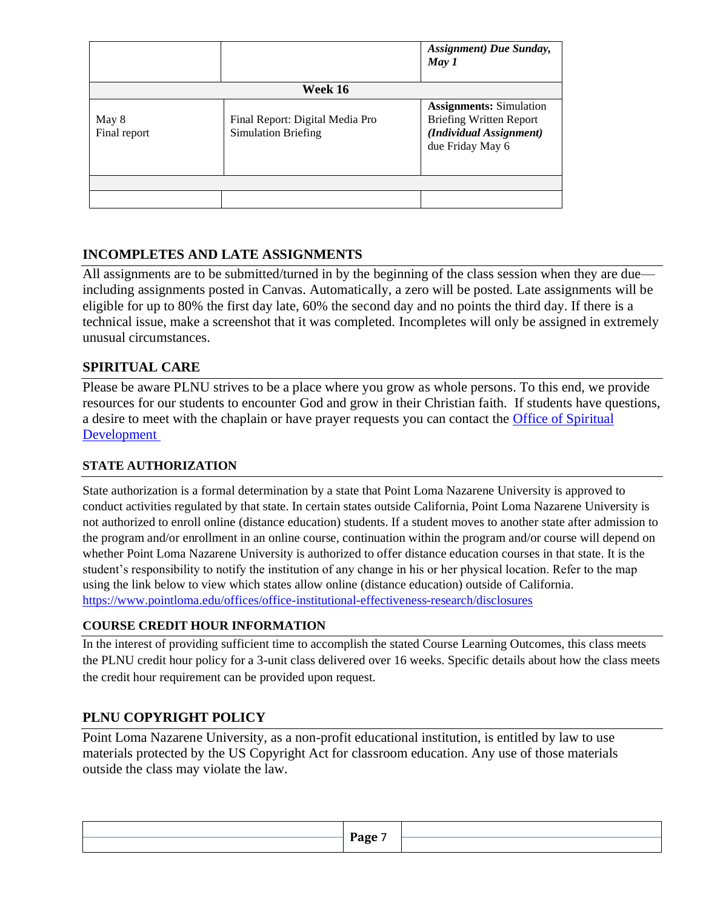| | | ***Assignment) Due Sunday, May 1*** |
|---|---|---|
| **Week 16** | | |
| May 8<br>Final report | Final Report: Digital Media Pro Simulation Briefing | **Assignments:** Simulation Briefing Written Report ***(Individual Assignment)*** due Friday May 6 |
| | | |
| | | |

## INCOMPLETES AND LATE ASSIGNMENTS

All assignments are to be submitted/turned in by the beginning of the class session when they are due—including assignments posted in Canvas. Automatically, a zero will be posted. Late assignments will be eligible for up to 80% the first day late, 60% the second day and no points the third day. If there is a technical issue, make a screenshot that it was completed. Incompletes will only be assigned in extremely unusual circumstances.

## SPIRITUAL CARE

Please be aware PLNU strives to be a place where you grow as whole persons. To this end, we provide resources for our students to encounter God and grow in their Christian faith. If students have questions, a desire to meet with the chaplain or have prayer requests you can contact the Office of Spiritual Development

### STATE AUTHORIZATION

State authorization is a formal determination by a state that Point Loma Nazarene University is approved to conduct activities regulated by that state. In certain states outside California, Point Loma Nazarene University is not authorized to enroll online (distance education) students. If a student moves to another state after admission to the program and/or enrollment in an online course, continuation within the program and/or course will depend on whether Point Loma Nazarene University is authorized to offer distance education courses in that state. It is the student's responsibility to notify the institution of any change in his or her physical location. Refer to the map using the link below to view which states allow online (distance education) outside of California.
https://www.pointloma.edu/offices/office-institutional-effectiveness-research/disclosures

### COURSE CREDIT HOUR INFORMATION

In the interest of providing sufficient time to accomplish the stated Course Learning Outcomes, this class meets the PLNU credit hour policy for a 3-unit class delivered over 16 weeks. Specific details about how the class meets the credit hour requirement can be provided upon request.

## PLNU COPYRIGHT POLICY

Point Loma Nazarene University, as a non-profit educational institution, is entitled by law to use materials protected by the US Copyright Act for classroom education. Any use of those materials outside the class may violate the law.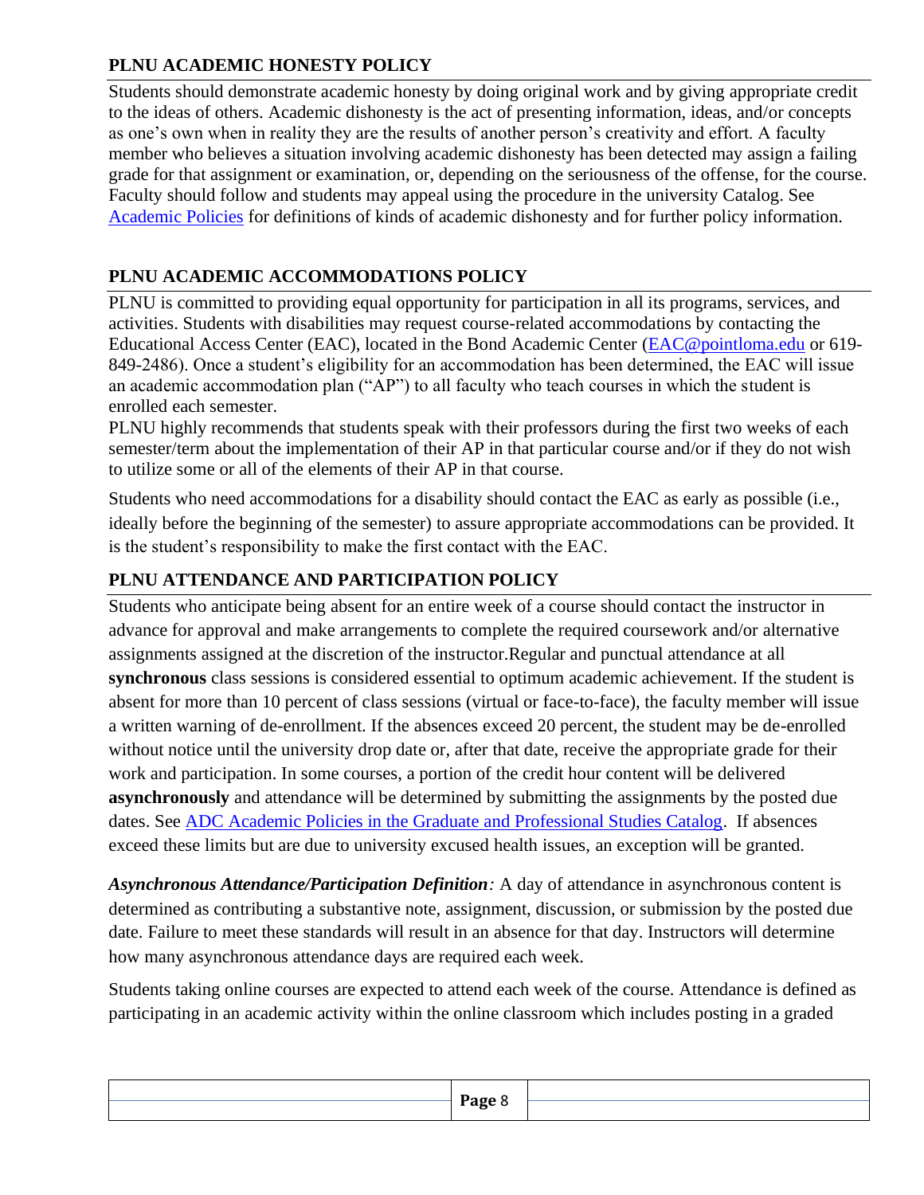## PLNU ACADEMIC HONESTY POLICY

Students should demonstrate academic honesty by doing original work and by giving appropriate credit to the ideas of others. Academic dishonesty is the act of presenting information, ideas, and/or concepts as one's own when in reality they are the results of another person's creativity and effort. A faculty member who believes a situation involving academic dishonesty has been detected may assign a failing grade for that assignment or examination, or, depending on the seriousness of the offense, for the course. Faculty should follow and students may appeal using the procedure in the university Catalog. See [Academic Policies] for definitions of kinds of academic dishonesty and for further policy information.

## PLNU ACADEMIC ACCOMMODATIONS POLICY

PLNU is committed to providing equal opportunity for participation in all its programs, services, and activities. Students with disabilities may request course-related accommodations by contacting the Educational Access Center (EAC), located in the Bond Academic Center (EAC@pointloma.edu or 619-849-2486). Once a student's eligibility for an accommodation has been determined, the EAC will issue an academic accommodation plan ("AP") to all faculty who teach courses in which the student is enrolled each semester.

PLNU highly recommends that students speak with their professors during the first two weeks of each semester/term about the implementation of their AP in that particular course and/or if they do not wish to utilize some or all of the elements of their AP in that course.

Students who need accommodations for a disability should contact the EAC as early as possible (i.e., ideally before the beginning of the semester) to assure appropriate accommodations can be provided. It is the student's responsibility to make the first contact with the EAC.

## PLNU ATTENDANCE AND PARTICIPATION POLICY

Students who anticipate being absent for an entire week of a course should contact the instructor in advance for approval and make arrangements to complete the required coursework and/or alternative assignments assigned at the discretion of the instructor.Regular and punctual attendance at all **synchronous** class sessions is considered essential to optimum academic achievement. If the student is absent for more than 10 percent of class sessions (virtual or face-to-face), the faculty member will issue a written warning of de-enrollment. If the absences exceed 20 percent, the student may be de-enrolled without notice until the university drop date or, after that date, receive the appropriate grade for their work and participation. In some courses, a portion of the credit hour content will be delivered **asynchronously** and attendance will be determined by submitting the assignments by the posted due dates. See [ADC Academic Policies in the Graduate and Professional Studies Catalog]. If absences exceed these limits but are due to university excused health issues, an exception will be granted.

***Asynchronous Attendance/Participation Definition****:* A day of attendance in asynchronous content is determined as contributing a substantive note, assignment, discussion, or submission by the posted due date. Failure to meet these standards will result in an absence for that day. Instructors will determine how many asynchronous attendance days are required each week.

Students taking online courses are expected to attend each week of the course. Attendance is defined as participating in an academic activity within the online classroom which includes posting in a graded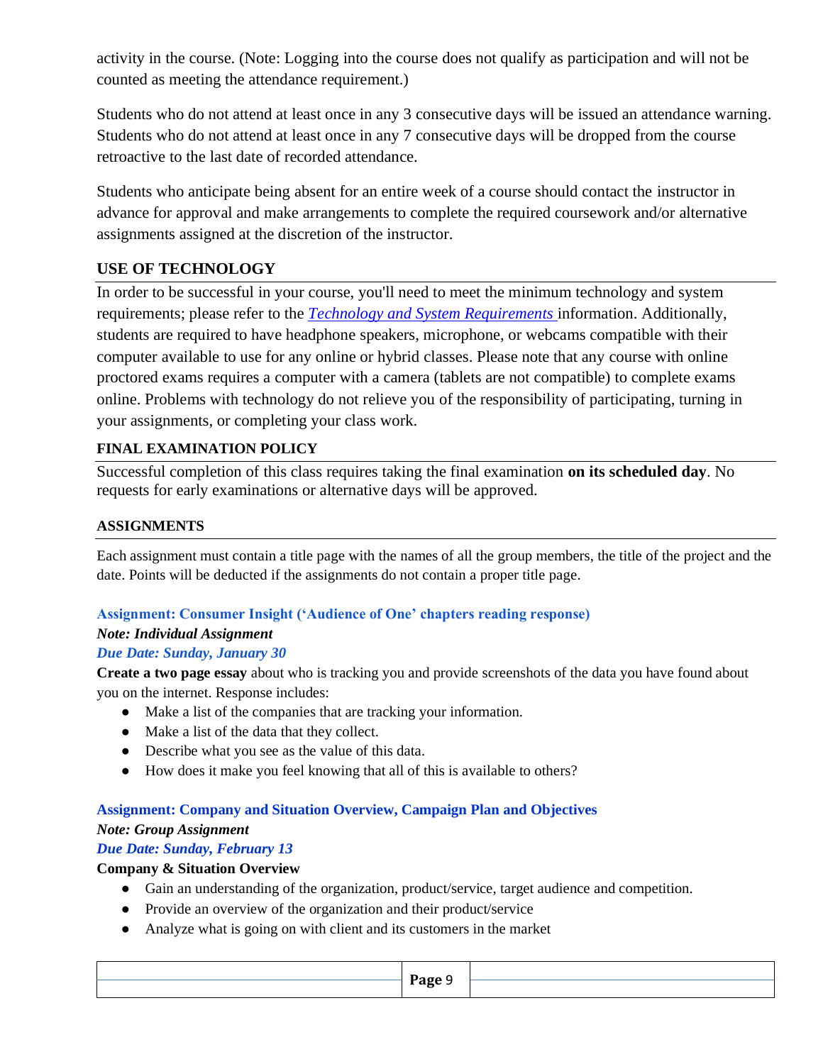activity in the course. (Note: Logging into the course does not qualify as participation and will not be counted as meeting the attendance requirement.)

Students who do not attend at least once in any 3 consecutive days will be issued an attendance warning. Students who do not attend at least once in any 7 consecutive days will be dropped from the course retroactive to the last date of recorded attendance.

Students who anticipate being absent for an entire week of a course should contact the instructor in advance for approval and make arrangements to complete the required coursework and/or alternative assignments assigned at the discretion of the instructor.

## USE OF TECHNOLOGY

In order to be successful in your course, you'll need to meet the minimum technology and system requirements; please refer to the *Technology and System Requirements* information. Additionally, students are required to have headphone speakers, microphone, or webcams compatible with their computer available to use for any online or hybrid classes. Please note that any course with online proctored exams requires a computer with a camera (tablets are not compatible) to complete exams online. Problems with technology do not relieve you of the responsibility of participating, turning in your assignments, or completing your class work.

## FINAL EXAMINATION POLICY

Successful completion of this class requires taking the final examination **on its scheduled day**. No requests for early examinations or alternative days will be approved.

## ASSIGNMENTS

Each assignment must contain a title page with the names of all the group members, the title of the project and the date. Points will be deducted if the assignments do not contain a proper title page.

### Assignment: Consumer Insight ('Audience of One' chapters reading response)

***Note: Individual Assignment***

***Due Date: Sunday, January 30***

**Create a two page essay** about who is tracking you and provide screenshots of the data you have found about you on the internet. Response includes:

- Make a list of the companies that are tracking your information.
- Make a list of the data that they collect.
- Describe what you see as the value of this data.
- How does it make you feel knowing that all of this is available to others?

### Assignment: Company and Situation Overview, Campaign Plan and Objectives

***Note: Group Assignment***

***Due Date: Sunday, February 13***

**Company & Situation Overview**

- Gain an understanding of the organization, product/service, target audience and competition.
- Provide an overview of the organization and their product/service
- Analyze what is going on with client and its customers in the market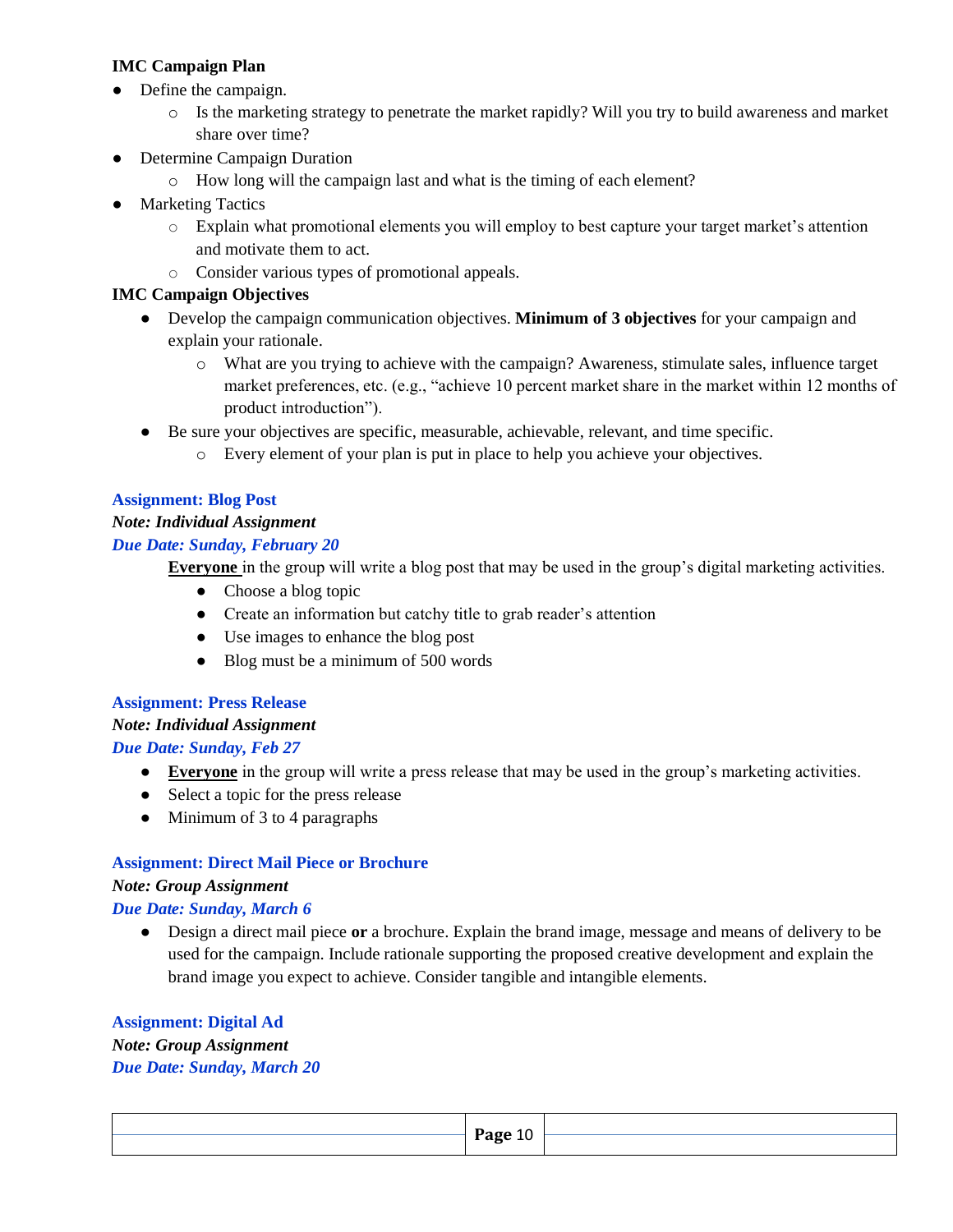**IMC Campaign Plan**

- Define the campaign.
  - Is the marketing strategy to penetrate the market rapidly? Will you try to build awareness and market share over time?
- Determine Campaign Duration
  - How long will the campaign last and what is the timing of each element?
- Marketing Tactics
  - Explain what promotional elements you will employ to best capture your target market's attention and motivate them to act.
  - Consider various types of promotional appeals.

**IMC Campaign Objectives**

- Develop the campaign communication objectives. **Minimum of 3 objectives** for your campaign and explain your rationale.
  - What are you trying to achieve with the campaign? Awareness, stimulate sales, influence target market preferences, etc. (e.g., "achieve 10 percent market share in the market within 12 months of product introduction").
- Be sure your objectives are specific, measurable, achievable, relevant, and time specific.
  - Every element of your plan is put in place to help you achieve your objectives.

**Assignment: Blog Post**

***Note: Individual Assignment***

***Due Date: Sunday, February 20***

**Everyone** in the group will write a blog post that may be used in the group's digital marketing activities.

- Choose a blog topic
- Create an information but catchy title to grab reader's attention
- Use images to enhance the blog post
- Blog must be a minimum of 500 words

**Assignment: Press Release**

***Note: Individual Assignment***

***Due Date: Sunday, Feb 27***

- **Everyone** in the group will write a press release that may be used in the group's marketing activities.
- Select a topic for the press release
- Minimum of 3 to 4 paragraphs

**Assignment: Direct Mail Piece or Brochure**

***Note: Group Assignment***

***Due Date: Sunday, March 6***

- Design a direct mail piece **or** a brochure. Explain the brand image, message and means of delivery to be used for the campaign. Include rationale supporting the proposed creative development and explain the brand image you expect to achieve. Consider tangible and intangible elements.

**Assignment: Digital Ad**

***Note: Group Assignment***

***Due Date: Sunday, March 20***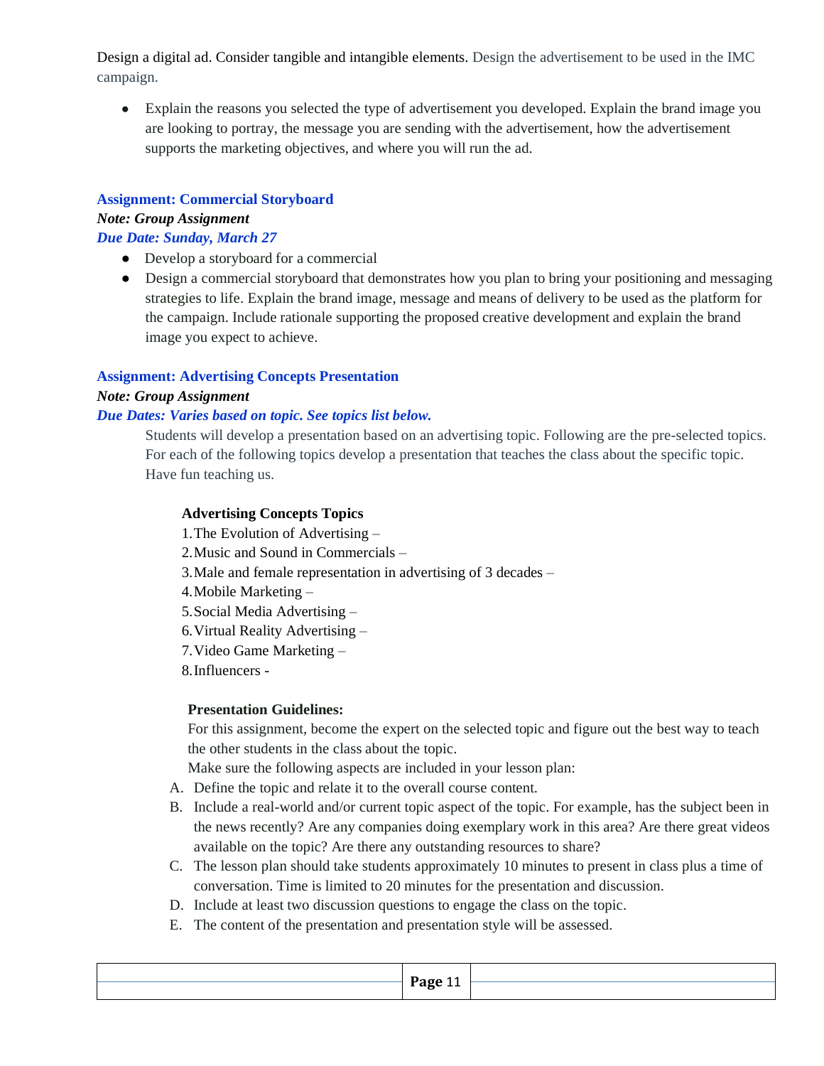Design a digital ad. Consider tangible and intangible elements. Design the advertisement to be used in the IMC campaign.

- Explain the reasons you selected the type of advertisement you developed. Explain the brand image you are looking to portray, the message you are sending with the advertisement, how the advertisement supports the marketing objectives, and where you will run the ad.

### Assignment: Commercial Storyboard

***Note: Group Assignment***

***Due Date: Sunday, March 27***

- Develop a storyboard for a commercial
- Design a commercial storyboard that demonstrates how you plan to bring your positioning and messaging strategies to life. Explain the brand image, message and means of delivery to be used as the platform for the campaign. Include rationale supporting the proposed creative development and explain the brand image you expect to achieve.

### Assignment: Advertising Concepts Presentation

***Note: Group Assignment***

***Due Dates: Varies based on topic. See topics list below.***

Students will develop a presentation based on an advertising topic. Following are the pre-selected topics. For each of the following topics develop a presentation that teaches the class about the specific topic. Have fun teaching us.

**Advertising Concepts Topics**

1. The Evolution of Advertising –
2. Music and Sound in Commercials –
3. Male and female representation in advertising of 3 decades –
4. Mobile Marketing –
5. Social Media Advertising –
6. Virtual Reality Advertising –
7. Video Game Marketing –
8. Influencers -

**Presentation Guidelines:**

For this assignment, become the expert on the selected topic and figure out the best way to teach the other students in the class about the topic.

Make sure the following aspects are included in your lesson plan:

A. Define the topic and relate it to the overall course content.
B. Include a real-world and/or current topic aspect of the topic. For example, has the subject been in the news recently? Are any companies doing exemplary work in this area? Are there great videos available on the topic? Are there any outstanding resources to share?
C. The lesson plan should take students approximately 10 minutes to present in class plus a time of conversation. Time is limited to 20 minutes for the presentation and discussion.
D. Include at least two discussion questions to engage the class on the topic.
E. The content of the presentation and presentation style will be assessed.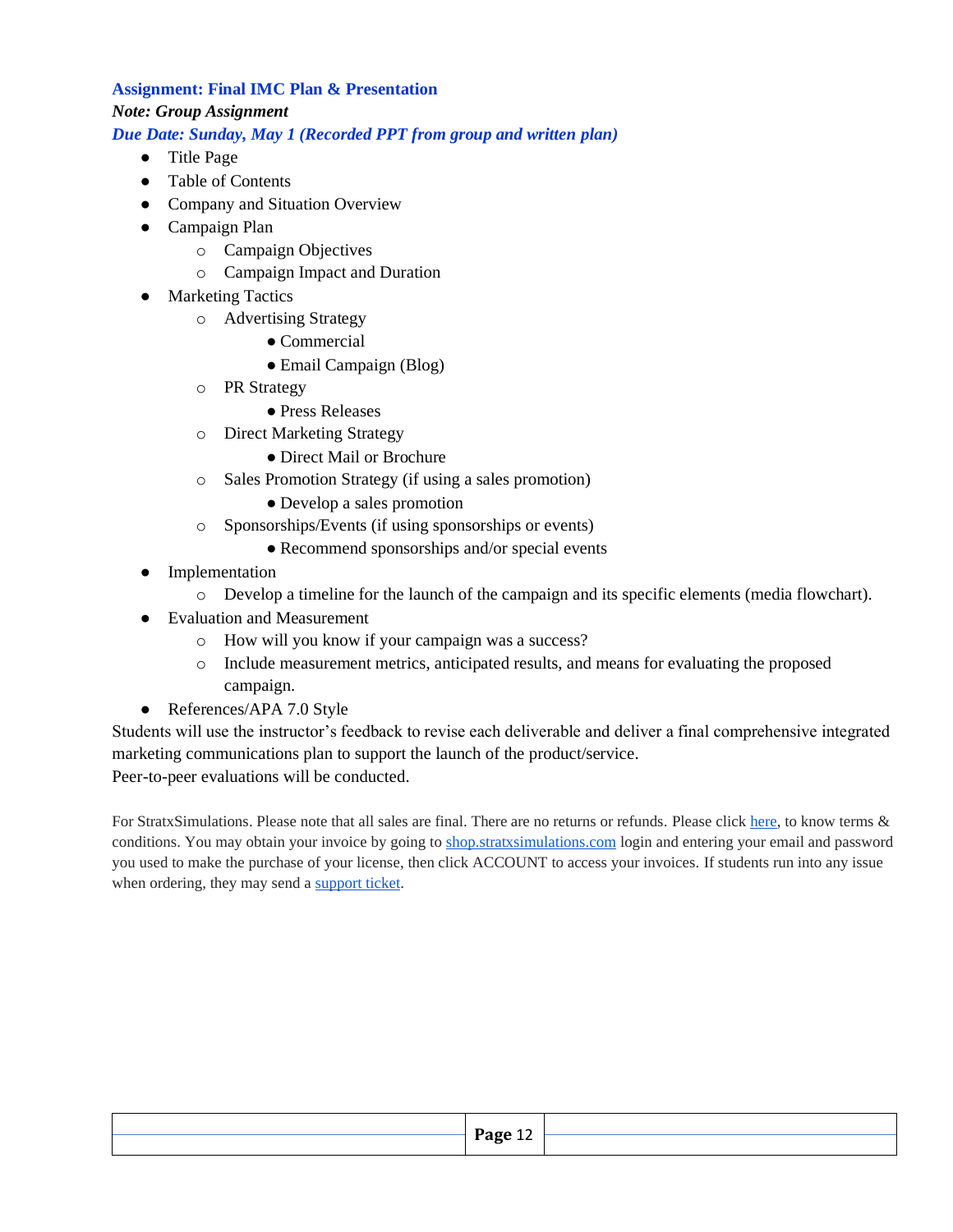**Assignment: Final IMC Plan & Presentation**

***Note: Group Assignment***

***Due Date: Sunday, May 1 (Recorded PPT from group and written plan)***

- Title Page
- Table of Contents
- Company and Situation Overview
- Campaign Plan
  - Campaign Objectives
  - Campaign Impact and Duration
- Marketing Tactics
  - Advertising Strategy
    - Commercial
    - Email Campaign (Blog)
  - PR Strategy
    - Press Releases
  - Direct Marketing Strategy
    - Direct Mail or Brochure
  - Sales Promotion Strategy (if using a sales promotion)
    - Develop a sales promotion
  - Sponsorships/Events (if using sponsorships or events)
    - Recommend sponsorships and/or special events
- Implementation
  - Develop a timeline for the launch of the campaign and its specific elements (media flowchart).
- Evaluation and Measurement
  - How will you know if your campaign was a success?
  - Include measurement metrics, anticipated results, and means for evaluating the proposed campaign.
- References/APA 7.0 Style

Students will use the instructor's feedback to revise each deliverable and deliver a final comprehensive integrated marketing communications plan to support the launch of the product/service.

Peer-to-peer evaluations will be conducted.

For StratxSimulations. Please note that all sales are final. There are no returns or refunds. Please click here, to know terms & conditions. You may obtain your invoice by going to shop.stratxsimulations.com login and entering your email and password you used to make the purchase of your license, then click ACCOUNT to access your invoices. If students run into any issue when ordering, they may send a support ticket.